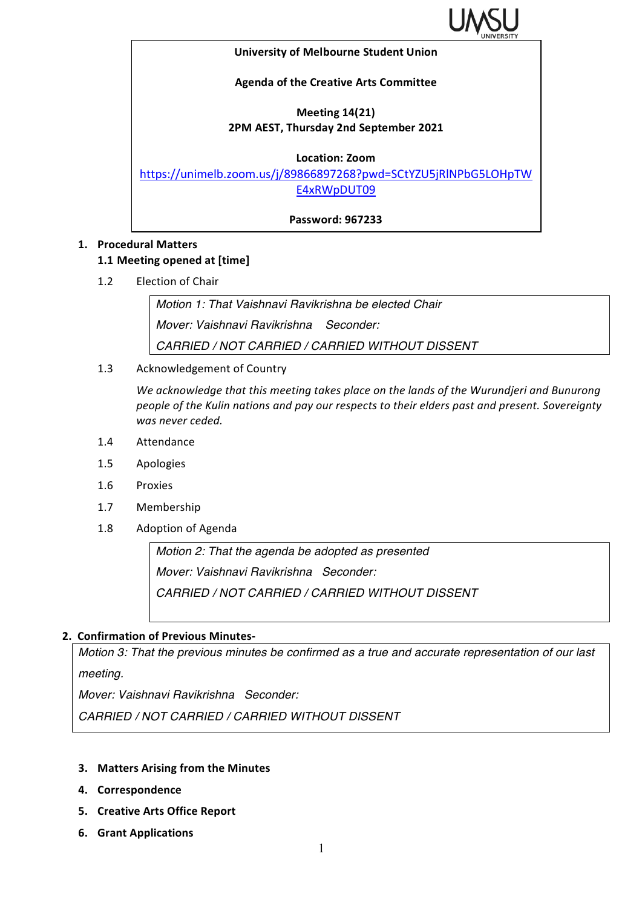**University of Melbourne Student Union**

**Agenda of the Creative Arts Committee**

**Meeting 14(21)**
**2PM AEST, Thursday 2nd September 2021**

**Location: Zoom**
https://unimelb.zoom.us/j/89866897268?pwd=SCtYZU5jRlNPbG5LOHpTWE4xRWpDUT09

**Password: 967233**

1. **Procedural Matters**

   **1.1 Meeting opened at [time]**

   1.2 Election of Chair

   > *Motion 1: That Vaishnavi Ravikrishna be elected Chair*
   > *Mover: Vaishnavi Ravikrishna Seconder:*
   > *CARRIED / NOT CARRIED / CARRIED WITHOUT DISSENT*

   1.3 Acknowledgement of Country

   *We acknowledge that this meeting takes place on the lands of the Wurundjeri and Bunurong people of the Kulin nations and pay our respects to their elders past and present. Sovereignty was never ceded.*

   1.4 Attendance

   1.5 Apologies

   1.6 Proxies

   1.7 Membership

   1.8 Adoption of Agenda

   > *Motion 2: That the agenda be adopted as presented*
   > *Mover: Vaishnavi Ravikrishna Seconder:*
   > *CARRIED / NOT CARRIED / CARRIED WITHOUT DISSENT*

2. **Confirmation of Previous Minutes-**

   > *Motion 3: That the previous minutes be confirmed as a true and accurate representation of our last meeting.*
   > *Mover: Vaishnavi Ravikrishna Seconder:*
   > *CARRIED / NOT CARRIED / CARRIED WITHOUT DISSENT*

3. **Matters Arising from the Minutes**
4. **Correspondence**
5. **Creative Arts Office Report**
6. **Grant Applications**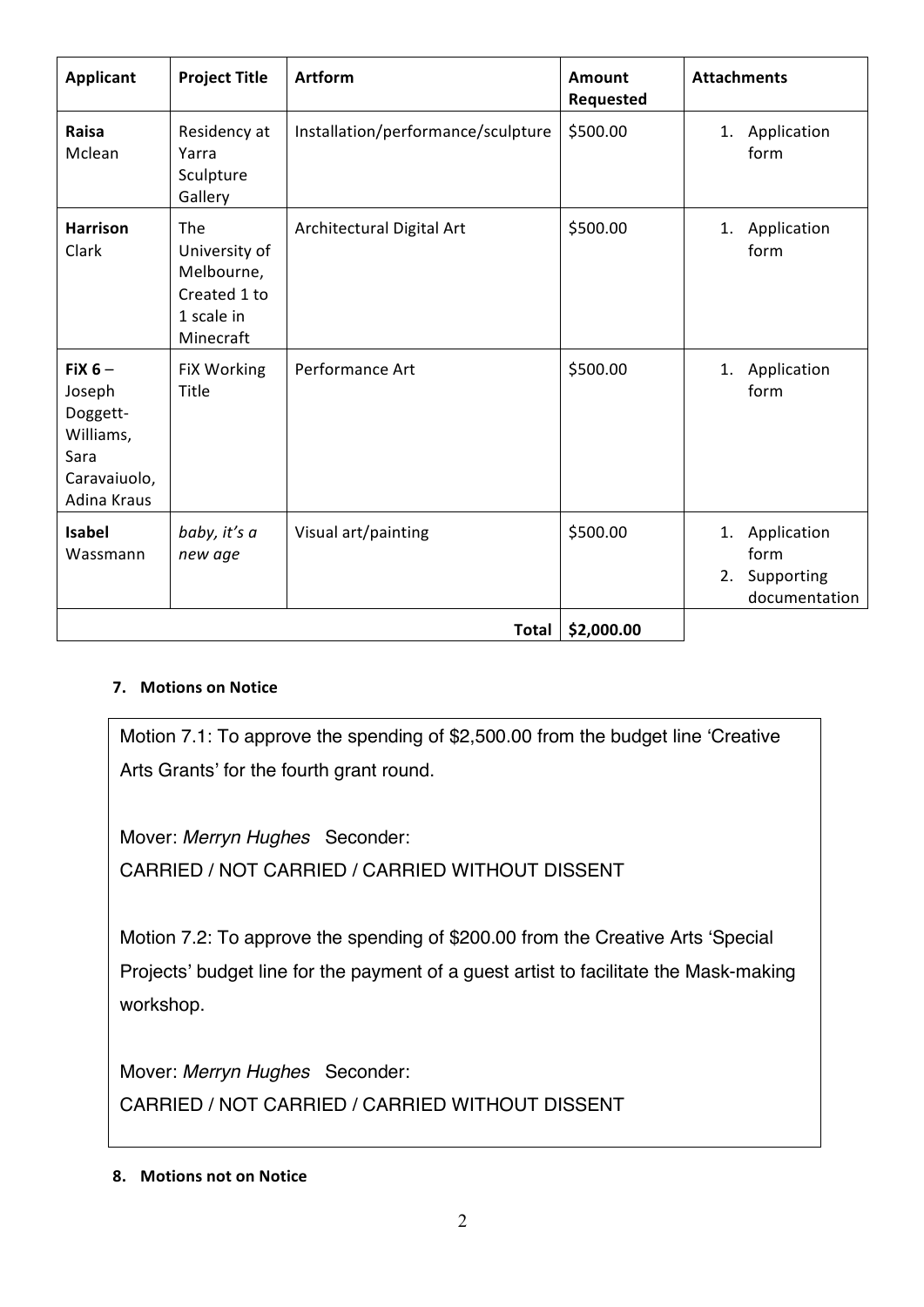| Applicant | Project Title | Artform | Amount Requested | Attachments |
|---|---|---|---|---|
| **Raisa** Mclean | Residency at Yarra Sculpture Gallery | Installation/performance/sculpture | \$500.00 | 1. Application form |
| **Harrison** Clark | The University of Melbourne, Created 1 to 1 scale in Minecraft | Architectural Digital Art | \$500.00 | 1. Application form |
| **FiX 6** – Joseph Doggett-Williams, Sara Caravaiuolo, Adina Kraus | FiX Working Title | Performance Art | \$500.00 | 1. Application form |
| **Isabel** Wassmann | *baby, it's a new age* | Visual art/painting | \$500.00 | 1. Application form 2. Supporting documentation |
| | | **Total** | **\$2,000.00** | |

**7. Motions on Notice**

Motion 7.1: To approve the spending of \$2,500.00 from the budget line 'Creative Arts Grants' for the fourth grant round.

Mover: *Merryn Hughes* Seconder:

CARRIED / NOT CARRIED / CARRIED WITHOUT DISSENT

Motion 7.2: To approve the spending of \$200.00 from the Creative Arts 'Special Projects' budget line for the payment of a guest artist to facilitate the Mask-making workshop.

Mover: *Merryn Hughes* Seconder:

CARRIED / NOT CARRIED / CARRIED WITHOUT DISSENT

**8. Motions not on Notice**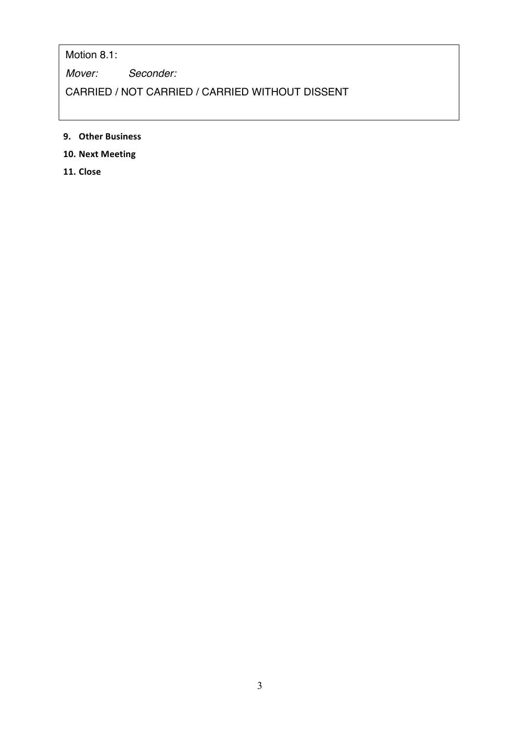Motion 8.1:

*Mover:* *Seconder:*

CARRIED / NOT CARRIED / CARRIED WITHOUT DISSENT

**9. Other Business**

**10. Next Meeting**

**11. Close**